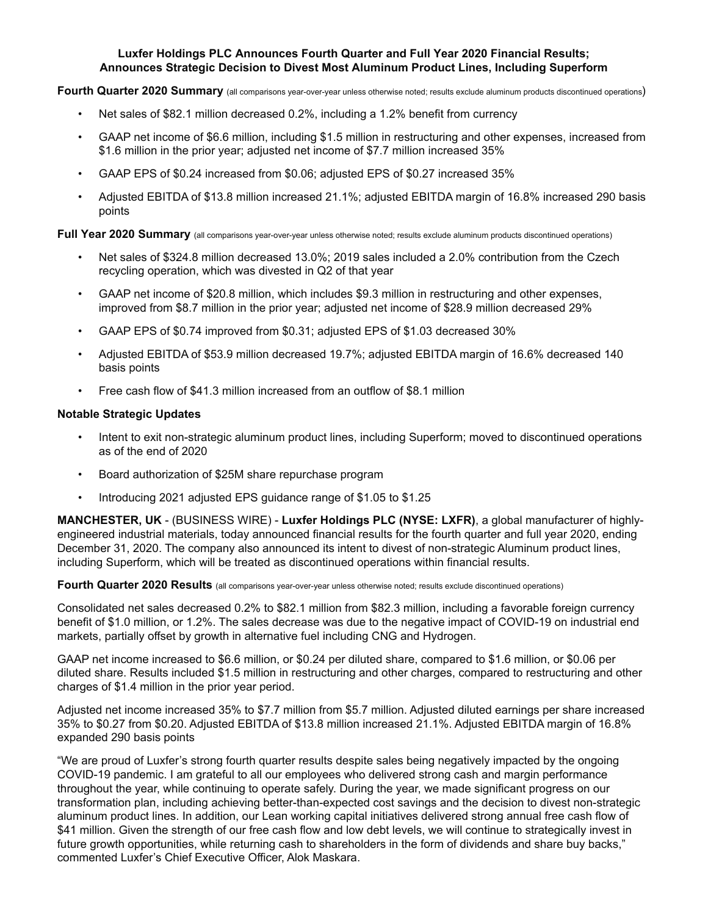# Luxfer Holdings PLC Announces Fourth Quarter and Full Year 2020 Financial Results; Announces Strategic Decision to Divest Most Aluminum Product Lines, Including Superform

**Fourth Quarter 2020 Summary** (all comparisons year-over-year unless otherwise noted; results exclude aluminum products discontinued operations)

- Net sales of $82.1 million decreased 0.2%, including a 1.2% benefit from currency
- GAAP net income of $6.6 million, including $1.5 million in restructuring and other expenses, increased from $1.6 million in the prior year; adjusted net income of $7.7 million increased 35%
- GAAP EPS of $0.24 increased from $0.06; adjusted EPS of $0.27 increased 35%
- Adjusted EBITDA of $13.8 million increased 21.1%; adjusted EBITDA margin of 16.8% increased 290 basis points

**Full Year 2020 Summary** (all comparisons year-over-year unless otherwise noted; results exclude aluminum products discontinued operations)

- Net sales of $324.8 million decreased 13.0%; 2019 sales included a 2.0% contribution from the Czech recycling operation, which was divested in Q2 of that year
- GAAP net income of $20.8 million, which includes $9.3 million in restructuring and other expenses, improved from $8.7 million in the prior year; adjusted net income of $28.9 million decreased 29%
- GAAP EPS of $0.74 improved from $0.31; adjusted EPS of $1.03 decreased 30%
- Adjusted EBITDA of $53.9 million decreased 19.7%; adjusted EBITDA margin of 16.6% decreased 140 basis points
- Free cash flow of $41.3 million increased from an outflow of $8.1 million

**Notable Strategic Updates**

- Intent to exit non-strategic aluminum product lines, including Superform; moved to discontinued operations as of the end of 2020
- Board authorization of $25M share repurchase program
- Introducing 2021 adjusted EPS guidance range of $1.05 to $1.25

**MANCHESTER, UK** - (BUSINESS WIRE) - **Luxfer Holdings PLC (NYSE: LXFR)**, a global manufacturer of highly-engineered industrial materials, today announced financial results for the fourth quarter and full year 2020, ending December 31, 2020. The company also announced its intent to divest of non-strategic Aluminum product lines, including Superform, which will be treated as discontinued operations within financial results.

**Fourth Quarter 2020 Results** (all comparisons year-over-year unless otherwise noted; results exclude discontinued operations)

Consolidated net sales decreased 0.2% to $82.1 million from $82.3 million, including a favorable foreign currency benefit of $1.0 million, or 1.2%. The sales decrease was due to the negative impact of COVID-19 on industrial end markets, partially offset by growth in alternative fuel including CNG and Hydrogen.

GAAP net income increased to $6.6 million, or $0.24 per diluted share, compared to $1.6 million, or $0.06 per diluted share. Results included $1.5 million in restructuring and other charges, compared to restructuring and other charges of $1.4 million in the prior year period.

Adjusted net income increased 35% to $7.7 million from $5.7 million. Adjusted diluted earnings per share increased 35% to $0.27 from $0.20. Adjusted EBITDA of $13.8 million increased 21.1%. Adjusted EBITDA margin of 16.8% expanded 290 basis points

"We are proud of Luxfer's strong fourth quarter results despite sales being negatively impacted by the ongoing COVID-19 pandemic. I am grateful to all our employees who delivered strong cash and margin performance throughout the year, while continuing to operate safely. During the year, we made significant progress on our transformation plan, including achieving better-than-expected cost savings and the decision to divest non-strategic aluminum product lines. In addition, our Lean working capital initiatives delivered strong annual free cash flow of $41 million. Given the strength of our free cash flow and low debt levels, we will continue to strategically invest in future growth opportunities, while returning cash to shareholders in the form of dividends and share buy backs," commented Luxfer's Chief Executive Officer, Alok Maskara.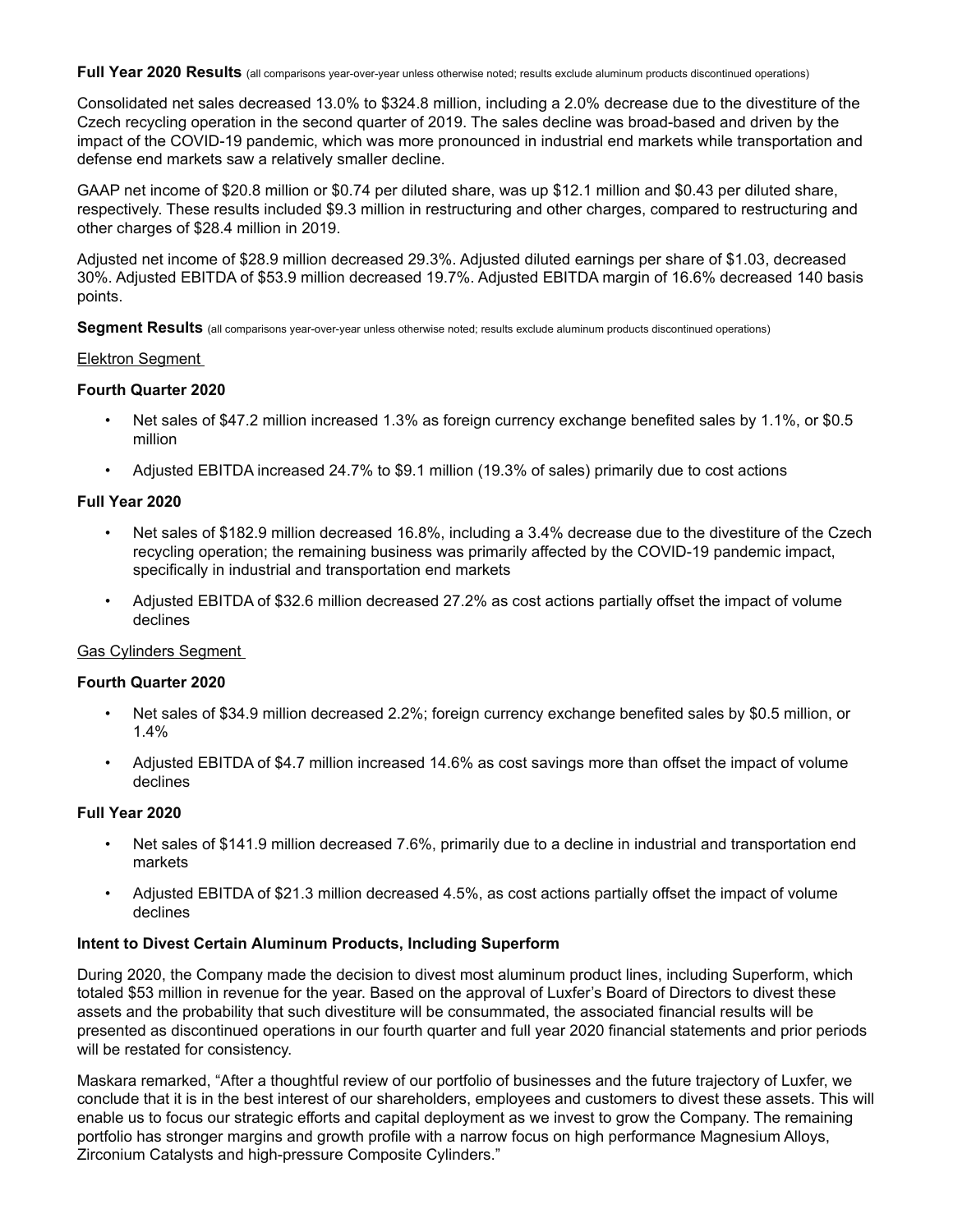**Full Year 2020 Results** (all comparisons year-over-year unless otherwise noted; results exclude aluminum products discontinued operations)

Consolidated net sales decreased 13.0% to 324.8 million, including a 2.0% decrease due to the divestiture of the Czech recycling operation in the second quarter of 2019. The sales decline was broad-based and driven by the impact of the COVID-19 pandemic, which was more pronounced in industrial end markets while transportation and defense end markets saw a relatively smaller decline.

GAAP net income of $20.8 million or $0.74 per diluted share, was up $12.1 million and $0.43 per diluted share, respectively. These results included $9.3 million in restructuring and other charges, compared to restructuring and other charges of $28.4 million in 2019.

Adjusted net income of $28.9 million decreased 29.3%. Adjusted diluted earnings per share of $1.03, decreased 30%. Adjusted EBITDA of $53.9 million decreased 19.7%. Adjusted EBITDA margin of 16.6% decreased 140 basis points.

**Segment Results** (all comparisons year-over-year unless otherwise noted; results exclude aluminum products discontinued operations)

Elektron Segment

**Fourth Quarter 2020**

- Net sales of $47.2 million increased 1.3% as foreign currency exchange benefited sales by 1.1%, or $0.5 million
- Adjusted EBITDA increased 24.7% to $9.1 million (19.3% of sales) primarily due to cost actions

**Full Year 2020**

- Net sales of $182.9 million decreased 16.8%, including a 3.4% decrease due to the divestiture of the Czech recycling operation; the remaining business was primarily affected by the COVID-19 pandemic impact, specifically in industrial and transportation end markets
- Adjusted EBITDA of $32.6 million decreased 27.2% as cost actions partially offset the impact of volume declines

Gas Cylinders Segment

**Fourth Quarter 2020**

- Net sales of $34.9 million decreased 2.2%; foreign currency exchange benefited sales by $0.5 million, or 1.4%
- Adjusted EBITDA of $4.7 million increased 14.6% as cost savings more than offset the impact of volume declines

**Full Year 2020**

- Net sales of $141.9 million decreased 7.6%, primarily due to a decline in industrial and transportation end markets
- Adjusted EBITDA of $21.3 million decreased 4.5%, as cost actions partially offset the impact of volume declines

**Intent to Divest Certain Aluminum Products, Including Superform**

During 2020, the Company made the decision to divest most aluminum product lines, including Superform, which totaled $53 million in revenue for the year. Based on the approval of Luxfer's Board of Directors to divest these assets and the probability that such divestiture will be consummated, the associated financial results will be presented as discontinued operations in our fourth quarter and full year 2020 financial statements and prior periods will be restated for consistency.

Maskara remarked, "After a thoughtful review of our portfolio of businesses and the future trajectory of Luxfer, we conclude that it is in the best interest of our shareholders, employees and customers to divest these assets. This will enable us to focus our strategic efforts and capital deployment as we invest to grow the Company. The remaining portfolio has stronger margins and growth profile with a narrow focus on high performance Magnesium Alloys, Zirconium Catalysts and high-pressure Composite Cylinders."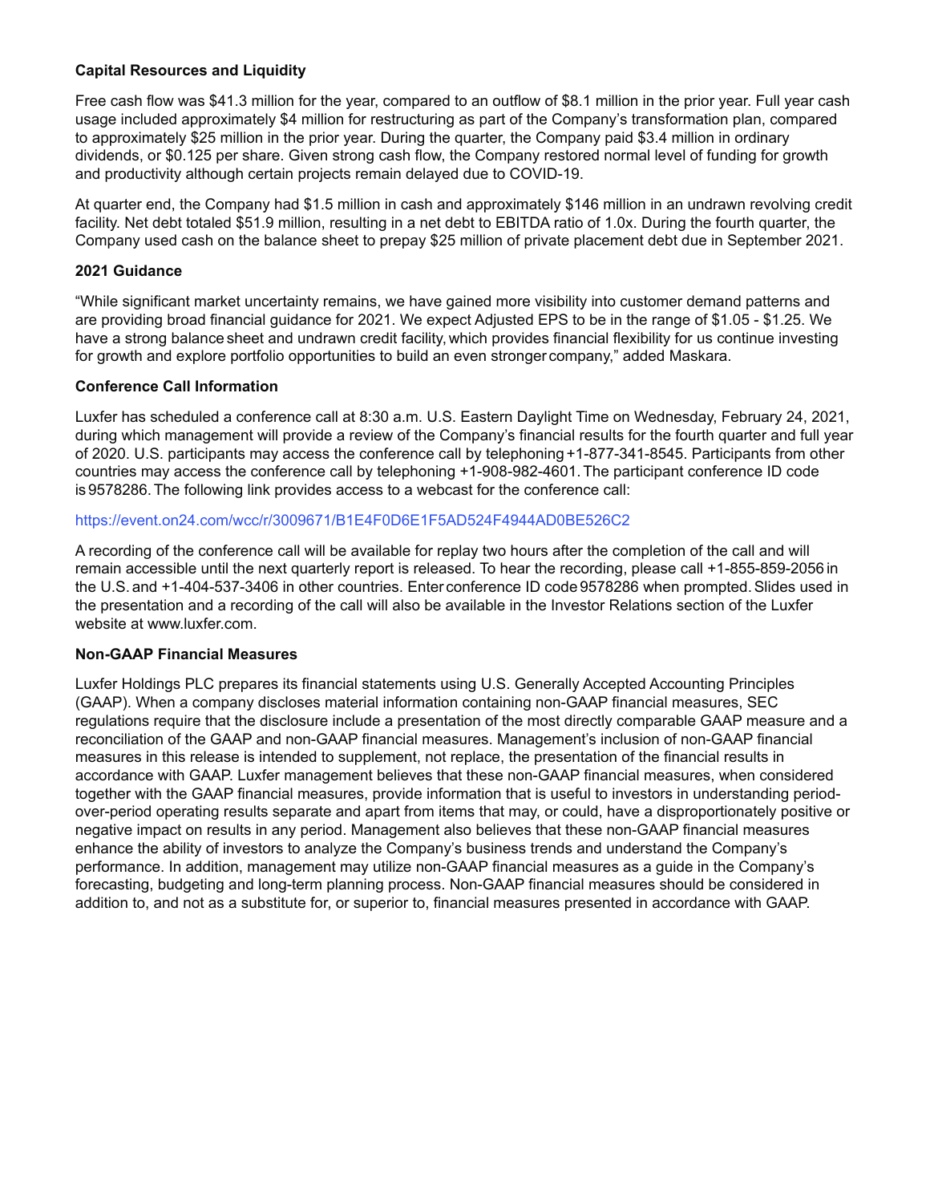### Capital Resources and Liquidity

Free cash flow was $41.3 million for the year, compared to an outflow of $8.1 million in the prior year. Full year cash usage included approximately $4 million for restructuring as part of the Company's transformation plan, compared to approximately $25 million in the prior year. During the quarter, the Company paid $3.4 million in ordinary dividends, or $0.125 per share. Given strong cash flow, the Company restored normal level of funding for growth and productivity although certain projects remain delayed due to COVID-19.

At quarter end, the Company had $1.5 million in cash and approximately $146 million in an undrawn revolving credit facility. Net debt totaled $51.9 million, resulting in a net debt to EBITDA ratio of 1.0x. During the fourth quarter, the Company used cash on the balance sheet to prepay $25 million of private placement debt due in September 2021.

### 2021 Guidance

"While significant market uncertainty remains, we have gained more visibility into customer demand patterns and are providing broad financial guidance for 2021. We expect Adjusted EPS to be in the range of $1.05 - $1.25. We have a strong balance sheet and undrawn credit facility, which provides financial flexibility for us continue investing for growth and explore portfolio opportunities to build an even stronger company," added Maskara.

### Conference Call Information

Luxfer has scheduled a conference call at 8:30 a.m. U.S. Eastern Daylight Time on Wednesday, February 24, 2021, during which management will provide a review of the Company's financial results for the fourth quarter and full year of 2020. U.S. participants may access the conference call by telephoning +1-877-341-8545. Participants from other countries may access the conference call by telephoning +1-908-982-4601. The participant conference ID code is 9578286. The following link provides access to a webcast for the conference call:

https://event.on24.com/wcc/r/3009671/B1E4F0D6E1F5AD524F4944AD0BE526C2

A recording of the conference call will be available for replay two hours after the completion of the call and will remain accessible until the next quarterly report is released. To hear the recording, please call +1-855-859-2056 in the U.S. and +1-404-537-3406 in other countries. Enter conference ID code 9578286 when prompted. Slides used in the presentation and a recording of the call will also be available in the Investor Relations section of the Luxfer website at www.luxfer.com.

### Non-GAAP Financial Measures

Luxfer Holdings PLC prepares its financial statements using U.S. Generally Accepted Accounting Principles (GAAP). When a company discloses material information containing non-GAAP financial measures, SEC regulations require that the disclosure include a presentation of the most directly comparable GAAP measure and a reconciliation of the GAAP and non-GAAP financial measures. Management's inclusion of non-GAAP financial measures in this release is intended to supplement, not replace, the presentation of the financial results in accordance with GAAP. Luxfer management believes that these non-GAAP financial measures, when considered together with the GAAP financial measures, provide information that is useful to investors in understanding period-over-period operating results separate and apart from items that may, or could, have a disproportionately positive or negative impact on results in any period. Management also believes that these non-GAAP financial measures enhance the ability of investors to analyze the Company's business trends and understand the Company's performance. In addition, management may utilize non-GAAP financial measures as a guide in the Company's forecasting, budgeting and long-term planning process. Non-GAAP financial measures should be considered in addition to, and not as a substitute for, or superior to, financial measures presented in accordance with GAAP.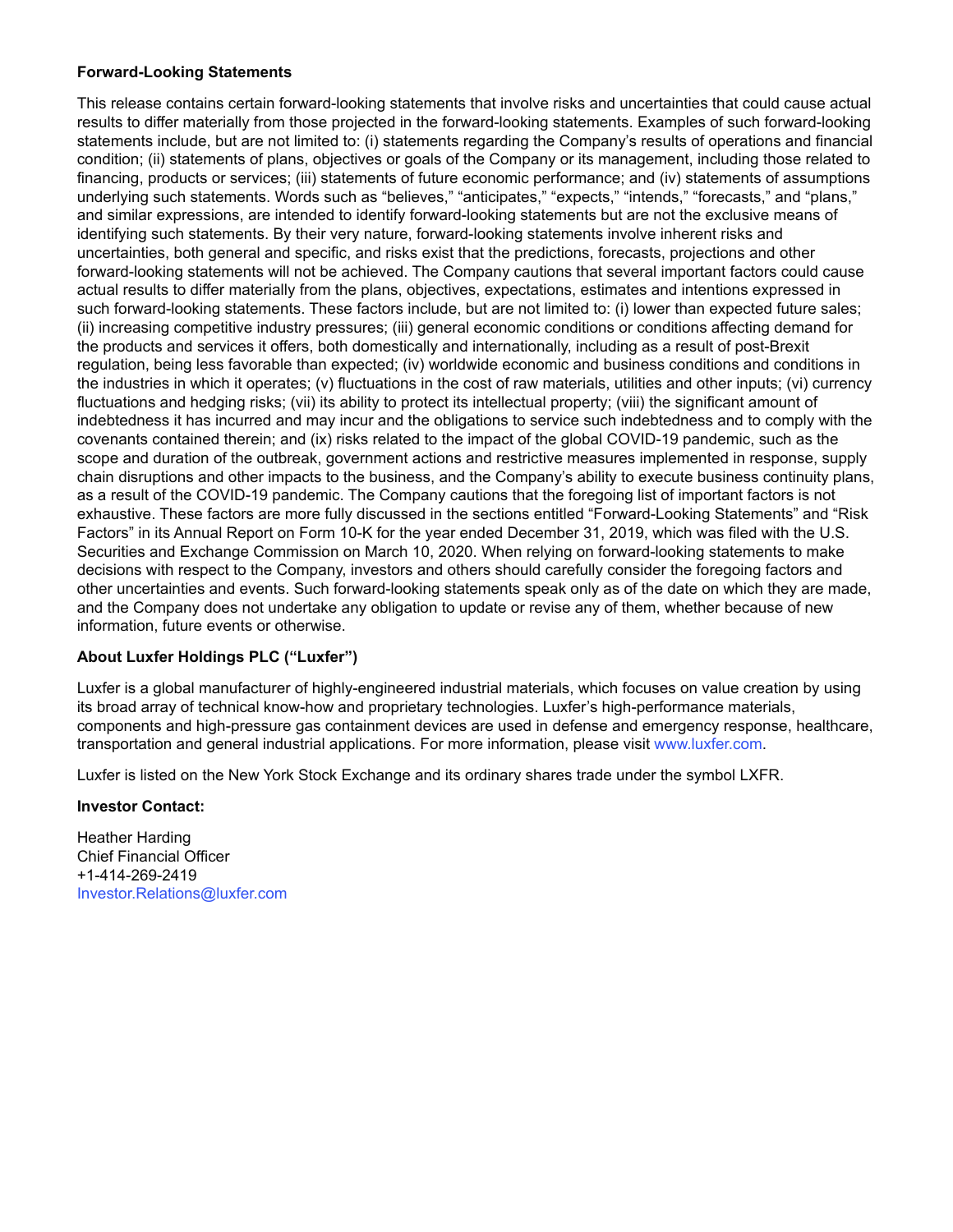**Forward-Looking Statements**

This release contains certain forward-looking statements that involve risks and uncertainties that could cause actual results to differ materially from those projected in the forward-looking statements. Examples of such forward-looking statements include, but are not limited to: (i) statements regarding the Company's results of operations and financial condition; (ii) statements of plans, objectives or goals of the Company or its management, including those related to financing, products or services; (iii) statements of future economic performance; and (iv) statements of assumptions underlying such statements. Words such as "believes," "anticipates," "expects," "intends," "forecasts," and "plans," and similar expressions, are intended to identify forward-looking statements but are not the exclusive means of identifying such statements. By their very nature, forward-looking statements involve inherent risks and uncertainties, both general and specific, and risks exist that the predictions, forecasts, projections and other forward-looking statements will not be achieved. The Company cautions that several important factors could cause actual results to differ materially from the plans, objectives, expectations, estimates and intentions expressed in such forward-looking statements. These factors include, but are not limited to: (i) lower than expected future sales; (ii) increasing competitive industry pressures; (iii) general economic conditions or conditions affecting demand for the products and services it offers, both domestically and internationally, including as a result of post-Brexit regulation, being less favorable than expected; (iv) worldwide economic and business conditions and conditions in the industries in which it operates; (v) fluctuations in the cost of raw materials, utilities and other inputs; (vi) currency fluctuations and hedging risks; (vii) its ability to protect its intellectual property; (viii) the significant amount of indebtedness it has incurred and may incur and the obligations to service such indebtedness and to comply with the covenants contained therein; and (ix) risks related to the impact of the global COVID-19 pandemic, such as the scope and duration of the outbreak, government actions and restrictive measures implemented in response, supply chain disruptions and other impacts to the business, and the Company's ability to execute business continuity plans, as a result of the COVID-19 pandemic. The Company cautions that the foregoing list of important factors is not exhaustive. These factors are more fully discussed in the sections entitled "Forward-Looking Statements" and "Risk Factors" in its Annual Report on Form 10-K for the year ended December 31, 2019, which was filed with the U.S. Securities and Exchange Commission on March 10, 2020. When relying on forward-looking statements to make decisions with respect to the Company, investors and others should carefully consider the foregoing factors and other uncertainties and events. Such forward-looking statements speak only as of the date on which they are made, and the Company does not undertake any obligation to update or revise any of them, whether because of new information, future events or otherwise.

**About Luxfer Holdings PLC ("Luxfer")**

Luxfer is a global manufacturer of highly-engineered industrial materials, which focuses on value creation by using its broad array of technical know-how and proprietary technologies. Luxfer's high-performance materials, components and high-pressure gas containment devices are used in defense and emergency response, healthcare, transportation and general industrial applications. For more information, please visit www.luxfer.com.

Luxfer is listed on the New York Stock Exchange and its ordinary shares trade under the symbol LXFR.

**Investor Contact:**

Heather Harding  
Chief Financial Officer  
+1-414-269-2419  
Investor.Relations@luxfer.com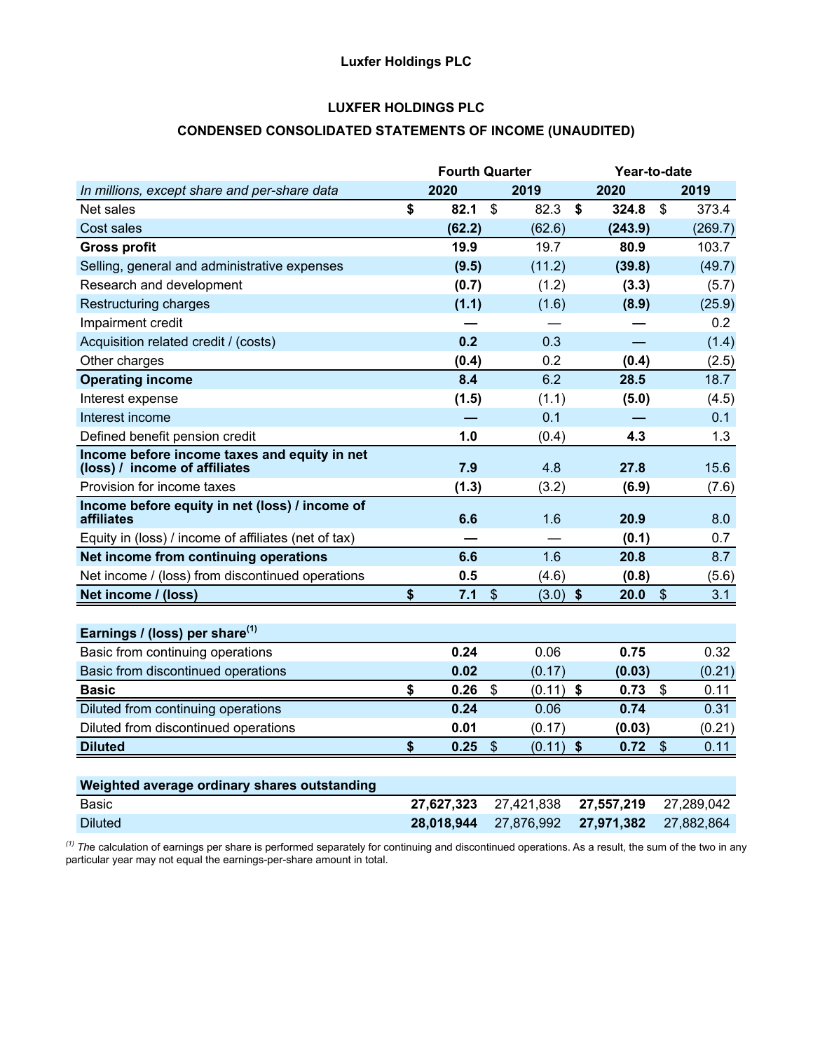## Luxfer Holdings PLC

### LUXFER HOLDINGS PLC

### CONDENSED CONSOLIDATED STATEMENTS OF INCOME (UNAUDITED)

| | Fourth Quarter | | Year-to-date | |
|---|---|---|---|---|
| *In millions, except share and per-share data* | **2020** | **2019** | **2020** | **2019** |
| Net sales | **$ 82.1** | $ 82.3 | **$ 324.8** | $ 373.4 |
| Cost sales | **(62.2)** | (62.6) | **(243.9)** | (269.7) |
| **Gross profit** | **19.9** | 19.7 | **80.9** | 103.7 |
| Selling, general and administrative expenses | **(9.5)** | (11.2) | **(39.8)** | (49.7) |
| Research and development | **(0.7)** | (1.2) | **(3.3)** | (5.7) |
| Restructuring charges | **(1.1)** | (1.6) | **(8.9)** | (25.9) |
| Impairment credit | **—** | — | **—** | 0.2 |
| Acquisition related credit / (costs) | **0.2** | 0.3 | **—** | (1.4) |
| Other charges | **(0.4)** | 0.2 | **(0.4)** | (2.5) |
| **Operating income** | **8.4** | 6.2 | **28.5** | 18.7 |
| Interest expense | **(1.5)** | (1.1) | **(5.0)** | (4.5) |
| Interest income | **—** | 0.1 | **—** | 0.1 |
| Defined benefit pension credit | **1.0** | (0.4) | **4.3** | 1.3 |
| **Income before income taxes and equity in net (loss) / income of affiliates** | **7.9** | 4.8 | **27.8** | 15.6 |
| Provision for income taxes | **(1.3)** | (3.2) | **(6.9)** | (7.6) |
| **Income before equity in net (loss) / income of affiliates** | **6.6** | 1.6 | **20.9** | 8.0 |
| Equity in (loss) / income of affiliates (net of tax) | **—** | — | **(0.1)** | 0.7 |
| **Net income from continuing operations** | **6.6** | 1.6 | **20.8** | 8.7 |
| Net income / (loss) from discontinued operations | **0.5** | (4.6) | **(0.8)** | (5.6) |
| **Net income / (loss)** | **$ 7.1** | $ (3.0) | **$ 20.0** | $ 3.1 |
| | | | | |
| **Earnings / (loss) per share[(1)]** | | | | |
| Basic from continuing operations | **0.24** | 0.06 | **0.75** | 0.32 |
| Basic from discontinued operations | **0.02** | (0.17) | **(0.03)** | (0.21) |
| **Basic** | **$ 0.26** | $ (0.11) | **$ 0.73** | $ 0.11 |
| Diluted from continuing operations | **0.24** | 0.06 | **0.74** | 0.31 |
| Diluted from discontinued operations | **0.01** | (0.17) | **(0.03)** | (0.21) |
| **Diluted** | **$ 0.25** | $ (0.11) | **$ 0.72** | $ 0.11 |
| | | | | |
| **Weighted average ordinary shares outstanding** | | | | |
| Basic | **27,627,323** | 27,421,838 | **27,557,219** | 27,289,042 |
| Diluted | **28,018,944** | 27,876,992 | **27,971,382** | 27,882,864 |

[(1)] *The* calculation of earnings per share is performed separately for continuing and discontinued operations. As a result, the sum of the two in any particular year may not equal the earnings-per-share amount in total.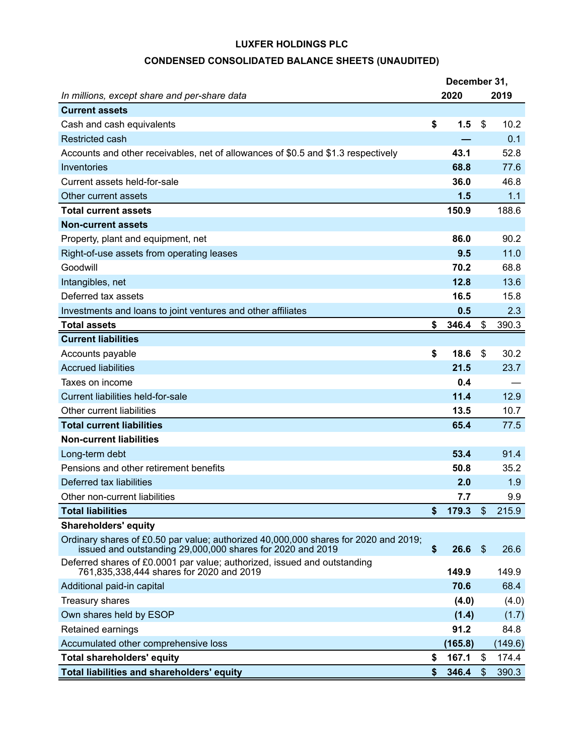**LUXFER HOLDINGS PLC**

**CONDENSED CONSOLIDATED BALANCE SHEETS (UNAUDITED)**

| *In millions, except share and per-share data* | December 31, 2020 | 2019 |
|---|---|---|
| **Current assets** | | |
| Cash and cash equivalents | **$ 1.5** | $ 10.2 |
| Restricted cash | **—** | 0.1 |
| Accounts and other receivables, net of allowances of $0.5 and $1.3 respectively | **43.1** | 52.8 |
| Inventories | **68.8** | 77.6 |
| Current assets held-for-sale | **36.0** | 46.8 |
| Other current assets | **1.5** | 1.1 |
| **Total current assets** | **150.9** | 188.6 |
| **Non-current assets** | | |
| Property, plant and equipment, net | **86.0** | 90.2 |
| Right-of-use assets from operating leases | **9.5** | 11.0 |
| Goodwill | **70.2** | 68.8 |
| Intangibles, net | **12.8** | 13.6 |
| Deferred tax assets | **16.5** | 15.8 |
| Investments and loans to joint ventures and other affiliates | **0.5** | 2.3 |
| **Total assets** | **$ 346.4** | $ 390.3 |
| **Current liabilities** | | |
| Accounts payable | **$ 18.6** | $ 30.2 |
| Accrued liabilities | **21.5** | 23.7 |
| Taxes on income | **0.4** | — |
| Current liabilities held-for-sale | **11.4** | 12.9 |
| Other current liabilities | **13.5** | 10.7 |
| **Total current liabilities** | **65.4** | 77.5 |
| **Non-current liabilities** | | |
| Long-term debt | **53.4** | 91.4 |
| Pensions and other retirement benefits | **50.8** | 35.2 |
| Deferred tax liabilities | **2.0** | 1.9 |
| Other non-current liabilities | **7.7** | 9.9 |
| **Total liabilities** | **$ 179.3** | $ 215.9 |
| **Shareholders' equity** | | |
| Ordinary shares of £0.50 par value; authorized 40,000,000 shares for 2020 and 2019; issued and outstanding 29,000,000 shares for 2020 and 2019 | **$ 26.6** | $ 26.6 |
| Deferred shares of £0.0001 par value; authorized, issued and outstanding 761,835,338,444 shares for 2020 and 2019 | **149.9** | 149.9 |
| Additional paid-in capital | **70.6** | 68.4 |
| Treasury shares | **(4.0)** | (4.0) |
| Own shares held by ESOP | **(1.4)** | (1.7) |
| Retained earnings | **91.2** | 84.8 |
| Accumulated other comprehensive loss | **(165.8)** | (149.6) |
| **Total shareholders' equity** | **$ 167.1** | $ 174.4 |
| **Total liabilities and shareholders' equity** | **$ 346.4** | $ 390.3 |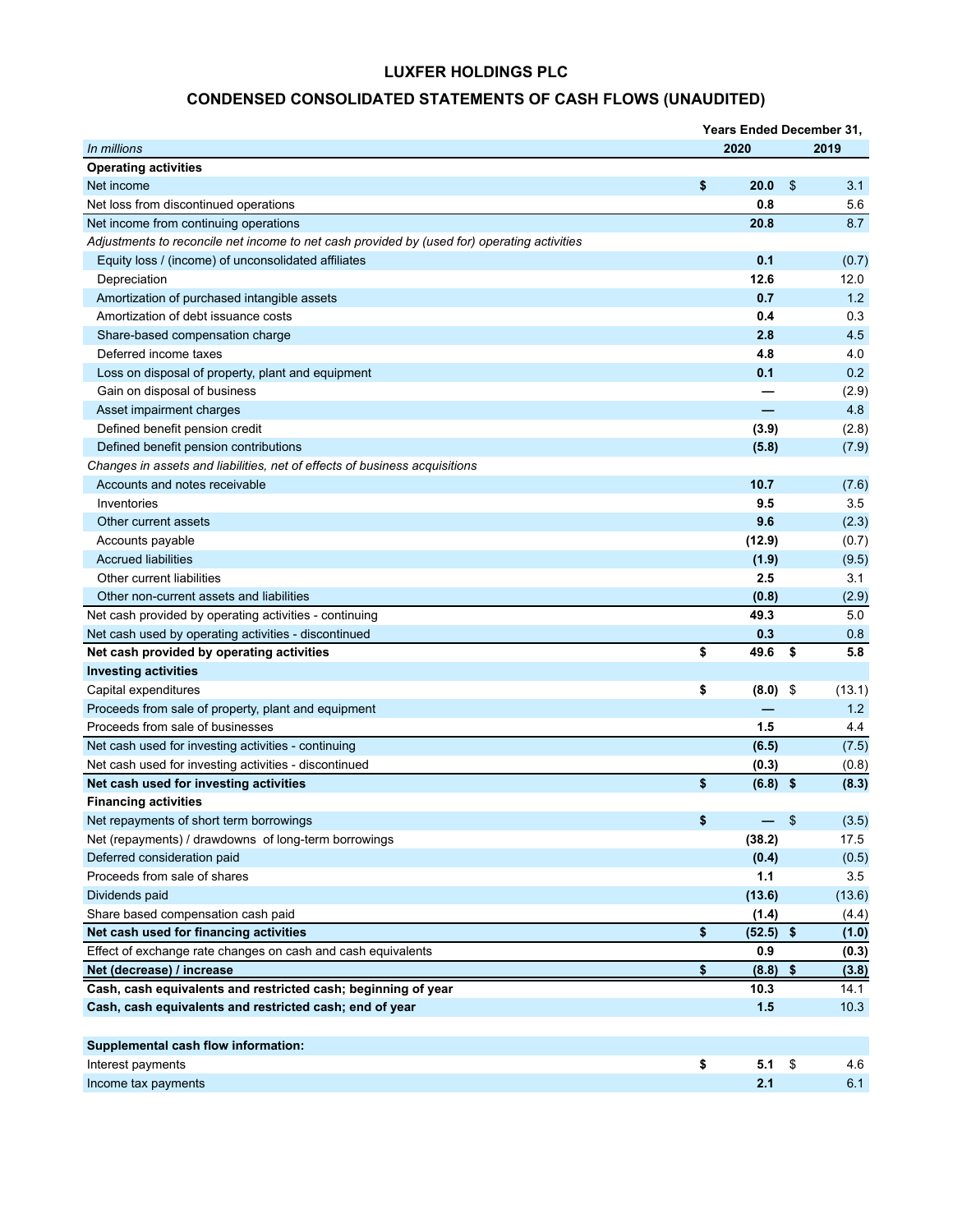# LUXFER HOLDINGS PLC

## CONDENSED CONSOLIDATED STATEMENTS OF CASH FLOWS (UNAUDITED)

| | Years Ended December 31, | |
|---|---|---|
| *In millions* | **2020** | **2019** |
| **Operating activities** | | |
| Net income | **$ 20.0** | $ 3.1 |
| Net loss from discontinued operations | **0.8** | 5.6 |
| Net income from continuing operations | **20.8** | 8.7 |
| *Adjustments to reconcile net income to net cash provided by (used for) operating activities* | | |
| Equity loss / (income) of unconsolidated affiliates | **0.1** | (0.7) |
| Depreciation | **12.6** | 12.0 |
| Amortization of purchased intangible assets | **0.7** | 1.2 |
| Amortization of debt issuance costs | **0.4** | 0.3 |
| Share-based compensation charge | **2.8** | 4.5 |
| Deferred income taxes | **4.8** | 4.0 |
| Loss on disposal of property, plant and equipment | **0.1** | 0.2 |
| Gain on disposal of business | **—** | (2.9) |
| Asset impairment charges | **—** | 4.8 |
| Defined benefit pension credit | **(3.9)** | (2.8) |
| Defined benefit pension contributions | **(5.8)** | (7.9) |
| *Changes in assets and liabilities, net of effects of business acquisitions* | | |
| Accounts and notes receivable | **10.7** | (7.6) |
| Inventories | **9.5** | 3.5 |
| Other current assets | **9.6** | (2.3) |
| Accounts payable | **(12.9)** | (0.7) |
| Accrued liabilities | **(1.9)** | (9.5) |
| Other current liabilities | **2.5** | 3.1 |
| Other non-current assets and liabilities | **(0.8)** | (2.9) |
| Net cash provided by operating activities - continuing | **49.3** | 5.0 |
| Net cash used by operating activities - discontinued | **0.3** | 0.8 |
| **Net cash provided by operating activities** | **$ 49.6** | **$ 5.8** |
| **Investing activities** | | |
| Capital expenditures | **$ (8.0)** | $ (13.1) |
| Proceeds from sale of property, plant and equipment | **—** | 1.2 |
| Proceeds from sale of businesses | **1.5** | 4.4 |
| Net cash used for investing activities - continuing | **(6.5)** | (7.5) |
| Net cash used for investing activities - discontinued | **(0.3)** | (0.8) |
| **Net cash used for investing activities** | **$ (6.8)** | **$ (8.3)** |
| **Financing activities** | | |
| Net repayments of short term borrowings | **$ —** | $ (3.5) |
| Net (repayments) / drawdowns of long-term borrowings | **(38.2)** | 17.5 |
| Deferred consideration paid | **(0.4)** | (0.5) |
| Proceeds from sale of shares | **1.1** | 3.5 |
| Dividends paid | **(13.6)** | (13.6) |
| Share based compensation cash paid | **(1.4)** | (4.4) |
| **Net cash used for financing activities** | **$ (52.5)** | **$ (1.0)** |
| Effect of exchange rate changes on cash and cash equivalents | **0.9** | **(0.3)** |
| **Net (decrease) / increase** | **$ (8.8)** | **$ (3.8)** |
| **Cash, cash equivalents and restricted cash; beginning of year** | **10.3** | 14.1 |
| **Cash, cash equivalents and restricted cash; end of year** | **1.5** | 10.3 |
| | | |
| **Supplemental cash flow information:** | | |
| Interest payments | **$ 5.1** | $ 4.6 |
| Income tax payments | **2.1** | 6.1 |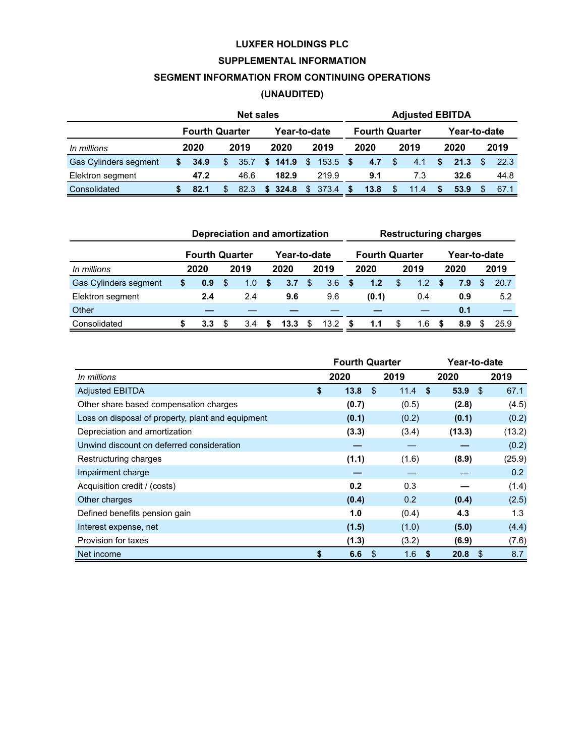# LUXFER HOLDINGS PLC

## SUPPLEMENTAL INFORMATION

## SEGMENT INFORMATION FROM CONTINUING OPERATIONS

## (UNAUDITED)

| | Net sales | | | | Adjusted EBITDA | | | |
|---|---|---|---|---|---|---|---|---|
| | Fourth Quarter | | Year-to-date | | Fourth Quarter | | Year-to-date | |
| *In millions* | **2020** | **2019** | **2020** | **2019** | **2020** | **2019** | **2020** | **2019** |
| Gas Cylinders segment | **$ 34.9** | $ 35.7 | **$ 141.9** | $ 153.5 | **$ 4.7** | $ 4.1 | **$ 21.3** | $ 22.3 |
| Elektron segment | **47.2** | 46.6 | **182.9** | 219.9 | **9.1** | 7.3 | **32.6** | 44.8 |
| Consolidated | **$ 82.1** | $ 82.3 | **$ 324.8** | $ 373.4 | **$ 13.8** | $ 11.4 | **$ 53.9** | $ 67.1 |

| | Depreciation and amortization | | | | Restructuring charges | | | |
|---|---|---|---|---|---|---|---|---|
| | Fourth Quarter | | Year-to-date | | Fourth Quarter | | Year-to-date | |
| *In millions* | **2020** | **2019** | **2020** | **2019** | **2020** | **2019** | **2020** | **2019** |
| Gas Cylinders segment | **$ 0.9** | $ 1.0 | **$ 3.7** | $ 3.6 | **$ 1.2** | $ 1.2 | **$ 7.9** | $ 20.7 |
| Elektron segment | **2.4** | 2.4 | **9.6** | 9.6 | **(0.1)** | 0.4 | **0.9** | 5.2 |
| Other | **—** | — | **—** | — | **—** | — | **0.1** | — |
| Consolidated | **$ 3.3** | $ 3.4 | **$ 13.3** | $ 13.2 | **$ 1.1** | $ 1.6 | **$ 8.9** | $ 25.9 |

| | Fourth Quarter | | Year-to-date | |
|---|---|---|---|---|
| *In millions* | **2020** | **2019** | **2020** | **2019** |
| Adjusted EBITDA | **$ 13.8** | $ 11.4 | **$ 53.9** | $ 67.1 |
| Other share based compensation charges | **(0.7)** | (0.5) | **(2.8)** | (4.5) |
| Loss on disposal of property, plant and equipment | **(0.1)** | (0.2) | **(0.1)** | (0.2) |
| Depreciation and amortization | **(3.3)** | (3.4) | **(13.3)** | (13.2) |
| Unwind discount on deferred consideration | **—** | — | **—** | (0.2) |
| Restructuring charges | **(1.1)** | (1.6) | **(8.9)** | (25.9) |
| Impairment charge | **—** | — | — | 0.2 |
| Acquisition credit / (costs) | **0.2** | 0.3 | **—** | (1.4) |
| Other charges | **(0.4)** | 0.2 | **(0.4)** | (2.5) |
| Defined benefits pension gain | **1.0** | (0.4) | **4.3** | 1.3 |
| Interest expense, net | **(1.5)** | (1.0) | **(5.0)** | (4.4) |
| Provision for taxes | **(1.3)** | (3.2) | **(6.9)** | (7.6) |
| Net income | **$ 6.6** | $ 1.6 | **$ 20.8** | $ 8.7 |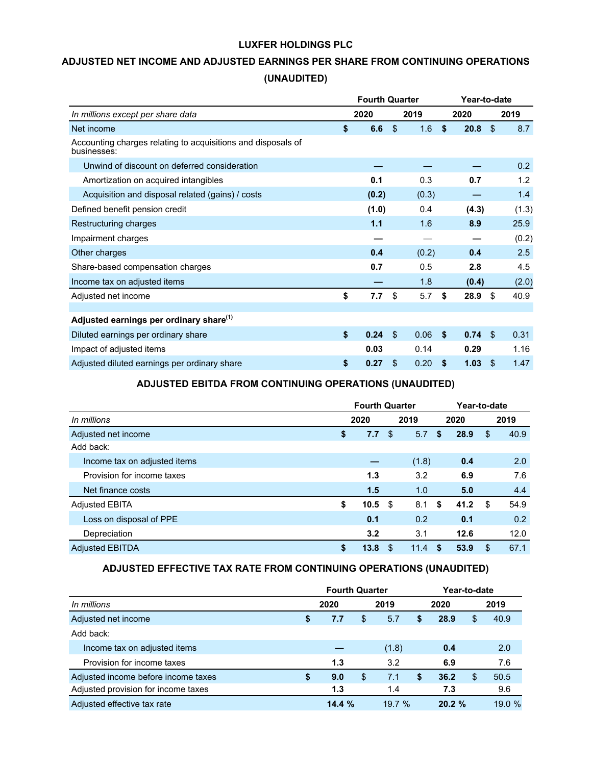# LUXFER HOLDINGS PLC

## ADJUSTED NET INCOME AND ADJUSTED EARNINGS PER SHARE FROM CONTINUING OPERATIONS (UNAUDITED)

| | Fourth Quarter | | Year-to-date | |
|---|---|---|---|---|
| *In millions except per share data* | **2020** | 2019 | **2020** | 2019 |
| Net income | **$ 6.6** | $ 1.6 | **$ 20.8** | $ 8.7 |
| Accounting charges relating to acquisitions and disposals of businesses: | | | | |
| Unwind of discount on deferred consideration | **—** | — | **—** | 0.2 |
| Amortization on acquired intangibles | **0.1** | 0.3 | **0.7** | 1.2 |
| Acquisition and disposal related (gains) / costs | **(0.2)** | (0.3) | **—** | 1.4 |
| Defined benefit pension credit | **(1.0)** | 0.4 | **(4.3)** | (1.3) |
| Restructuring charges | **1.1** | 1.6 | **8.9** | 25.9 |
| Impairment charges | **—** | — | **—** | (0.2) |
| Other charges | **0.4** | (0.2) | **0.4** | 2.5 |
| Share-based compensation charges | **0.7** | 0.5 | **2.8** | 4.5 |
| Income tax on adjusted items | **—** | 1.8 | **(0.4)** | (2.0) |
| Adjusted net income | **$ 7.7** | $ 5.7 | **$ 28.9** | $ 40.9 |
| | | | | |
| **Adjusted earnings per ordinary share[(1)]** | | | | |
| Diluted earnings per ordinary share | **$ 0.24** | $ 0.06 | **$ 0.74** | $ 0.31 |
| Impact of adjusted items | **0.03** | 0.14 | **0.29** | 1.16 |
| Adjusted diluted earnings per ordinary share | **$ 0.27** | $ 0.20 | **$ 1.03** | $ 1.47 |

## ADJUSTED EBITDA FROM CONTINUING OPERATIONS (UNAUDITED)

| | Fourth Quarter | | Year-to-date | |
|---|---|---|---|---|
| *In millions* | **2020** | 2019 | **2020** | 2019 |
| Adjusted net income | **$ 7.7** | $ 5.7 | **$ 28.9** | $ 40.9 |
| Add back: | | | | |
| Income tax on adjusted items | **—** | (1.8) | **0.4** | 2.0 |
| Provision for income taxes | **1.3** | 3.2 | **6.9** | 7.6 |
| Net finance costs | **1.5** | 1.0 | **5.0** | 4.4 |
| Adjusted EBITA | **$ 10.5** | $ 8.1 | **$ 41.2** | $ 54.9 |
| Loss on disposal of PPE | **0.1** | 0.2 | **0.1** | 0.2 |
| Depreciation | **3.2** | 3.1 | **12.6** | 12.0 |
| Adjusted EBITDA | **$ 13.8** | $ 11.4 | **$ 53.9** | $ 67.1 |

## ADJUSTED EFFECTIVE TAX RATE FROM CONTINUING OPERATIONS (UNAUDITED)

| | Fourth Quarter | | Year-to-date | |
|---|---|---|---|---|
| *In millions* | **2020** | 2019 | **2020** | 2019 |
| Adjusted net income | **$ 7.7** | $ 5.7 | **$ 28.9** | $ 40.9 |
| Add back: | | | | |
| Income tax on adjusted items | **—** | (1.8) | **0.4** | 2.0 |
| Provision for income taxes | **1.3** | 3.2 | **6.9** | 7.6 |
| Adjusted income before income taxes | **$ 9.0** | $ 7.1 | **$ 36.2** | $ 50.5 |
| Adjusted provision for income taxes | **1.3** | 1.4 | **7.3** | 9.6 |
| Adjusted effective tax rate | **14.4 %** | 19.7 % | **20.2 %** | 19.0 % |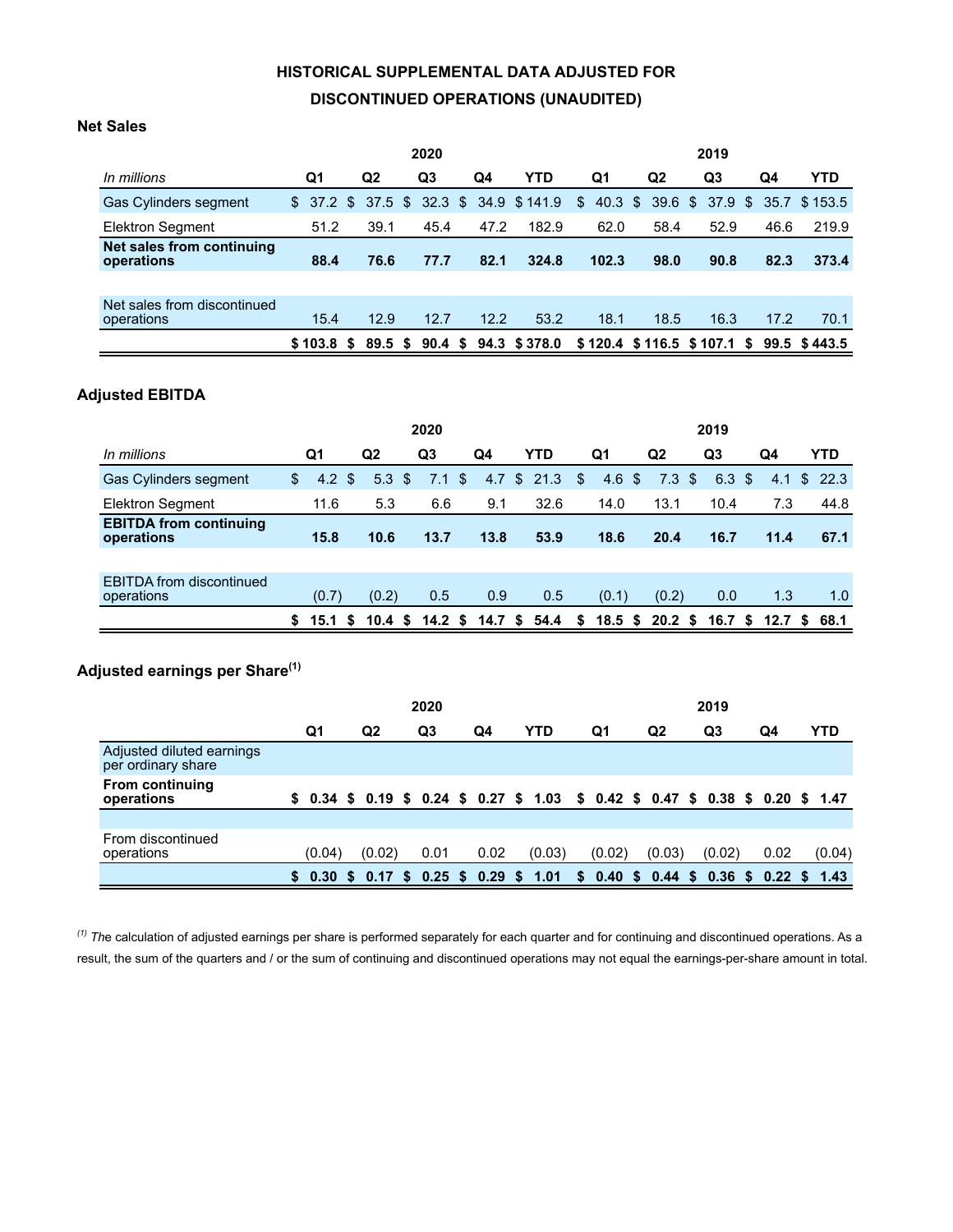# HISTORICAL SUPPLEMENTAL DATA ADJUSTED FOR DISCONTINUED OPERATIONS (UNAUDITED)

## Net Sales

| | 2020 | | | | | 2019 | | | | |
|---|---|---|---|---|---|---|---|---|---|---|
| *In millions* | Q1 | Q2 | Q3 | Q4 | YTD | Q1 | Q2 | Q3 | Q4 | YTD |
| Gas Cylinders segment | $ 37.2 | $ 37.5 | $ 32.3 | $ 34.9 | $ 141.9 | $ 40.3 | $ 39.6 | $ 37.9 | $ 35.7 | $ 153.5 |
| Elektron Segment | 51.2 | 39.1 | 45.4 | 47.2 | 182.9 | 62.0 | 58.4 | 52.9 | 46.6 | 219.9 |
| **Net sales from continuing operations** | **88.4** | **76.6** | **77.7** | **82.1** | **324.8** | **102.3** | **98.0** | **90.8** | **82.3** | **373.4** |
| | | | | | | | | | | |
| Net sales from discontinued operations | 15.4 | 12.9 | 12.7 | 12.2 | 53.2 | 18.1 | 18.5 | 16.3 | 17.2 | 70.1 |
| | **$ 103.8** | **$ 89.5** | **$ 90.4** | **$ 94.3** | **$ 378.0** | **$ 120.4** | **$ 116.5** | **$ 107.1** | **$ 99.5** | **$ 443.5** |

## Adjusted EBITDA

| | 2020 | | | | | 2019 | | | | |
|---|---|---|---|---|---|---|---|---|---|---|
| *In millions* | Q1 | Q2 | Q3 | Q4 | YTD | Q1 | Q2 | Q3 | Q4 | YTD |
| Gas Cylinders segment | $ 4.2 | $ 5.3 | $ 7.1 | $ 4.7 | $ 21.3 | $ 4.6 | $ 7.3 | $ 6.3 | $ 4.1 | $ 22.3 |
| Elektron Segment | 11.6 | 5.3 | 6.6 | 9.1 | 32.6 | 14.0 | 13.1 | 10.4 | 7.3 | 44.8 |
| **EBITDA from continuing operations** | **15.8** | **10.6** | **13.7** | **13.8** | **53.9** | **18.6** | **20.4** | **16.7** | **11.4** | **67.1** |
| | | | | | | | | | | |
| EBITDA from discontinued operations | (0.7) | (0.2) | 0.5 | 0.9 | 0.5 | (0.1) | (0.2) | 0.0 | 1.3 | 1.0 |
| | **$ 15.1** | **$ 10.4** | **$ 14.2** | **$ 14.7** | **$ 54.4** | **$ 18.5** | **$ 20.2** | **$ 16.7** | **$ 12.7** | **$ 68.1** |

## Adjusted earnings per Share[(1)]

| | 2020 | | | | | 2019 | | | | |
|---|---|---|---|---|---|---|---|---|---|---|
| | Q1 | Q2 | Q3 | Q4 | YTD | Q1 | Q2 | Q3 | Q4 | YTD |
| Adjusted diluted earnings per ordinary share | | | | | | | | | | |
| **From continuing operations** | **$ 0.34** | **$ 0.19** | **$ 0.24** | **$ 0.27** | **$ 1.03** | **$ 0.42** | **$ 0.47** | **$ 0.38** | **$ 0.20** | **$ 1.47** |
| | | | | | | | | | | |
| From discontinued operations | (0.04) | (0.02) | 0.01 | 0.02 | (0.03) | (0.02) | (0.03) | (0.02) | 0.02 | (0.04) |
| | **$ 0.30** | **$ 0.17** | **$ 0.25** | **$ 0.29** | **$ 1.01** | **$ 0.40** | **$ 0.44** | **$ 0.36** | **$ 0.22** | **$ 1.43** |

[(1)] The calculation of adjusted earnings per share is performed separately for each quarter and for continuing and discontinued operations. As a result, the sum of the quarters and / or the sum of continuing and discontinued operations may not equal the earnings-per-share amount in total.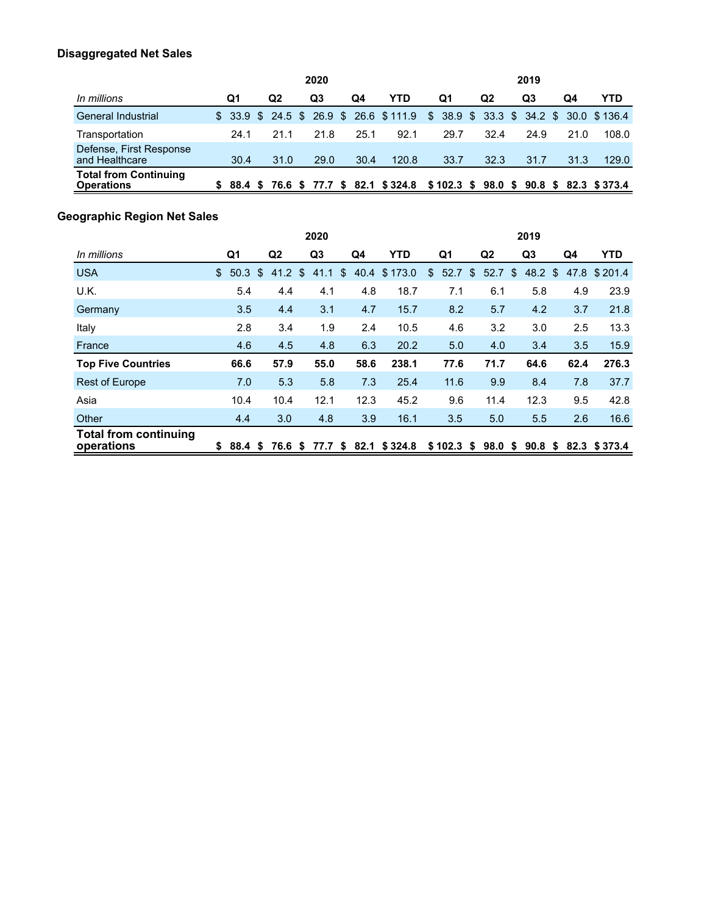## Disaggregated Net Sales

| | 2020 | | | | | 2019 | | | | |
|---|---|---|---|---|---|---|---|---|---|---|
| *In millions* | Q1 | Q2 | Q3 | Q4 | YTD | Q1 | Q2 | Q3 | Q4 | YTD |
| General Industrial | $ 33.9 | $ 24.5 | $ 26.9 | $ 26.6 | $ 111.9 | $ 38.9 | $ 33.3 | $ 34.2 | $ 30.0 | $ 136.4 |
| Transportation | 24.1 | 21.1 | 21.8 | 25.1 | 92.1 | 29.7 | 32.4 | 24.9 | 21.0 | 108.0 |
| Defense, First Response and Healthcare | 30.4 | 31.0 | 29.0 | 30.4 | 120.8 | 33.7 | 32.3 | 31.7 | 31.3 | 129.0 |
| **Total from Continuing Operations** | **$ 88.4** | **$ 76.6** | **$ 77.7** | **$ 82.1** | **$ 324.8** | **$ 102.3** | **$ 98.0** | **$ 90.8** | **$ 82.3** | **$ 373.4** |

## Geographic Region Net Sales

| | 2020 | | | | | 2019 | | | | |
|---|---|---|---|---|---|---|---|---|---|---|
| *In millions* | Q1 | Q2 | Q3 | Q4 | YTD | Q1 | Q2 | Q3 | Q4 | YTD |
| USA | $ 50.3 | $ 41.2 | $ 41.1 | $ 40.4 | $ 173.0 | $ 52.7 | $ 52.7 | $ 48.2 | $ 47.8 | $ 201.4 |
| U.K. | 5.4 | 4.4 | 4.1 | 4.8 | 18.7 | 7.1 | 6.1 | 5.8 | 4.9 | 23.9 |
| Germany | 3.5 | 4.4 | 3.1 | 4.7 | 15.7 | 8.2 | 5.7 | 4.2 | 3.7 | 21.8 |
| Italy | 2.8 | 3.4 | 1.9 | 2.4 | 10.5 | 4.6 | 3.2 | 3.0 | 2.5 | 13.3 |
| France | 4.6 | 4.5 | 4.8 | 6.3 | 20.2 | 5.0 | 4.0 | 3.4 | 3.5 | 15.9 |
| **Top Five Countries** | **66.6** | **57.9** | **55.0** | **58.6** | **238.1** | **77.6** | **71.7** | **64.6** | **62.4** | **276.3** |
| Rest of Europe | 7.0 | 5.3 | 5.8 | 7.3 | 25.4 | 11.6 | 9.9 | 8.4 | 7.8 | 37.7 |
| Asia | 10.4 | 10.4 | 12.1 | 12.3 | 45.2 | 9.6 | 11.4 | 12.3 | 9.5 | 42.8 |
| Other | 4.4 | 3.0 | 4.8 | 3.9 | 16.1 | 3.5 | 5.0 | 5.5 | 2.6 | 16.6 |
| **Total from continuing operations** | **$ 88.4** | **$ 76.6** | **$ 77.7** | **$ 82.1** | **$ 324.8** | **$ 102.3** | **$ 98.0** | **$ 90.8** | **$ 82.3** | **$ 373.4** |